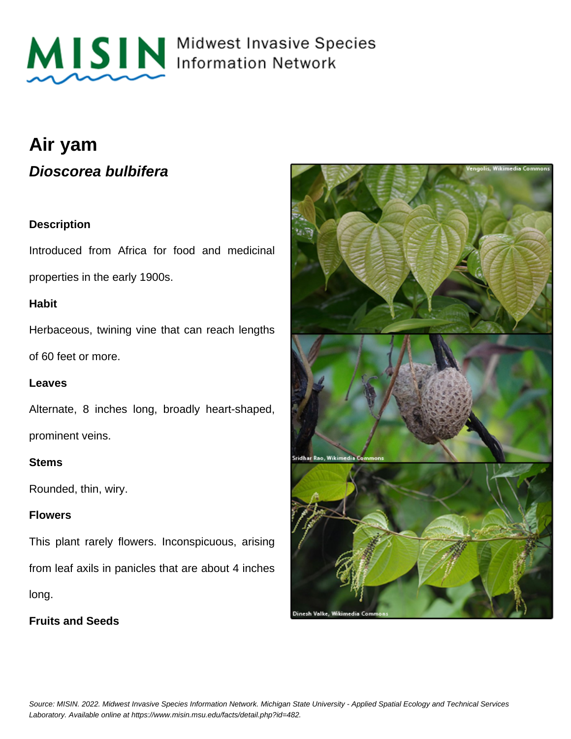MISIN Midwest Invasive Species Information Network

# Air yam

## *Dioscorea bulbifera*

### Description

Introduced from Africa for food and medicinal properties in the early 1900s.

### Habit

Herbaceous, twining vine that can reach lengths of 60 feet or more.

### Leaves

Alternate, 8 inches long, broadly heart-shaped, prominent veins.

### Stems

Rounded, thin, wiry.

### Flowers

This plant rarely flowers. Inconspicuous, arising from leaf axils in panicles that are about 4 inches long.

### Fruits and Seeds

*Source: MISIN. 2022. Midwest Invasive Species Information Network. Michigan State University - Applied Spatial Ecology and Technical Services Laboratory. Available online at https://www.misin.msu.edu/facts/detail.php?id=482.*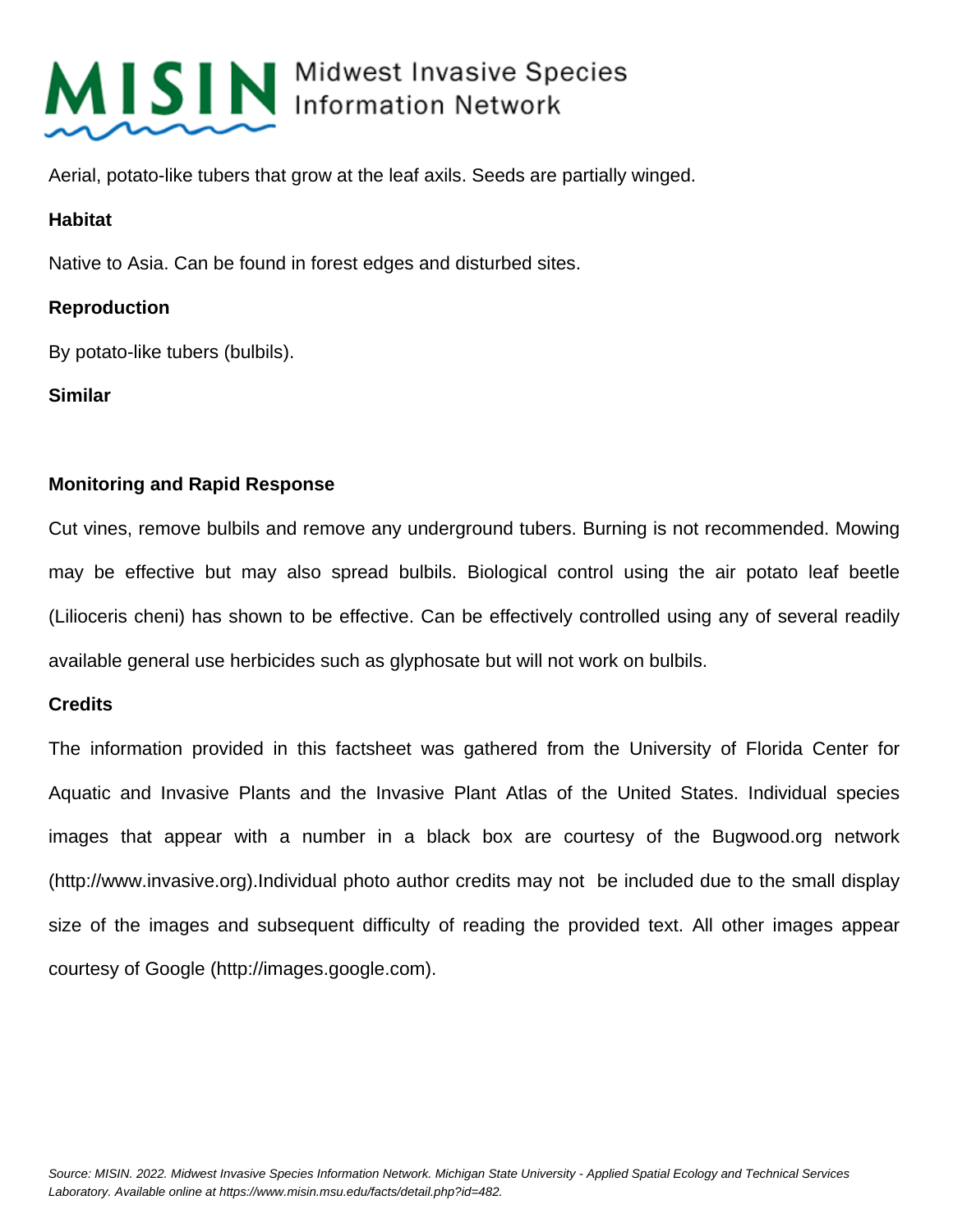Aerial, potato-like tubers that grow at the leaf axils. Seeds are partially winged.

**Habitat**

Native to Asia. Can be found in forest edges and disturbed sites.

**Reproduction**

By potato-like tubers (bulbils).

**Similar**

**Monitoring and Rapid Response**

Cut vines, remove bulbils and remove any underground tubers. Burning is not recommended. Mowing may be effective but may also spread bulbils. Biological control using the air potato leaf beetle (Lilioceris cheni) has shown to be effective. Can be effectively controlled using any of several readily available general use herbicides such as glyphosate but will not work on bulbils.

**Credits**

The information provided in this factsheet was gathered from the University of Florida Center for Aquatic and Invasive Plants and the Invasive Plant Atlas of the United States. Individual species images that appear with a number in a black box are courtesy of the Bugwood.org network (http://www.invasive.org).Individual photo author credits may not be included due to the small display size of the images and subsequent difficulty of reading the provided text. All other images appear courtesy of Google (http://images.google.com).

*Source: MISIN. 2022. Midwest Invasive Species Information Network. Michigan State University - Applied Spatial Ecology and Technical Services Laboratory. Available online at https://www.misin.msu.edu/facts/detail.php?id=482.*